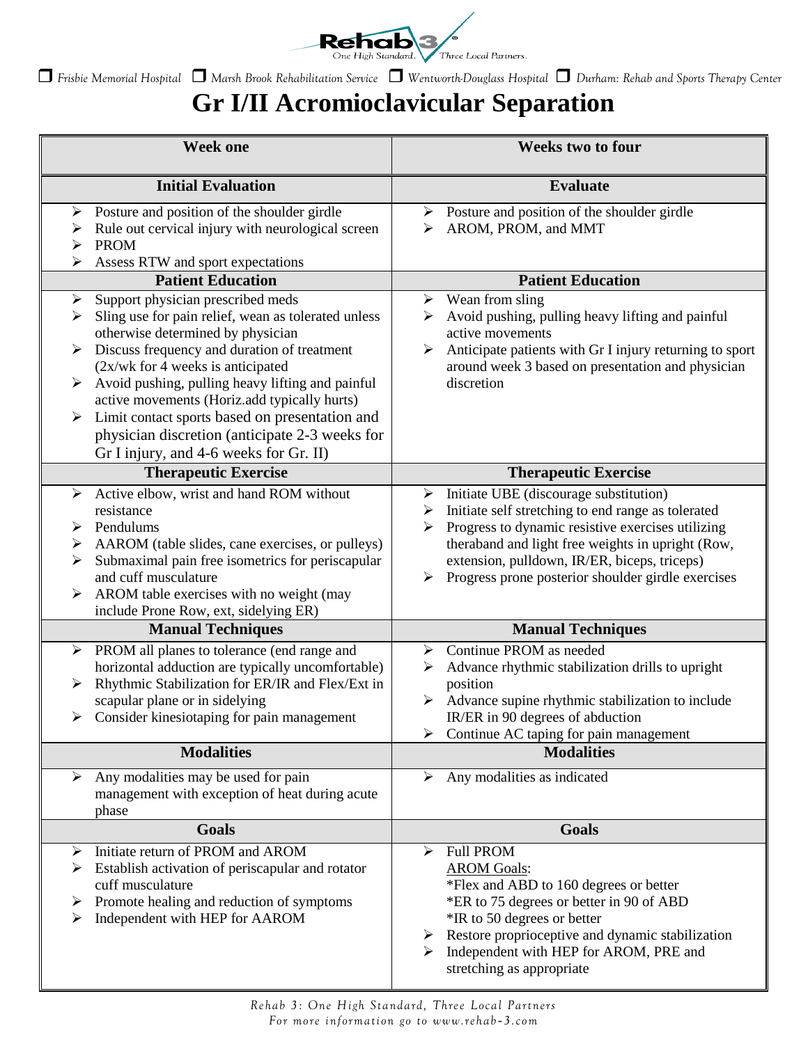Rehab 3 — One High Standard. Three Local Partners.

❐ *Frisbie Memorial Hospital* ❐ *Marsh Brook Rehabilitation Service* ❐ *Wentworth-Douglass Hospital* ❐ *Durham: Rehab and Sports Therapy Center*

# Gr I/II Acromioclavicular Separation

| Week one | Weeks two to four |
|---|---|
| **Initial Evaluation** | **Evaluate** |
| ➢ Posture and position of the shoulder girdle<br>➢ Rule out cervical injury with neurological screen<br>➢ PROM<br>➢ Assess RTW and sport expectations | ➢ Posture and position of the shoulder girdle<br>➢ AROM, PROM, and MMT |
| **Patient Education** | **Patient Education** |
| ➢ Support physician prescribed meds<br>➢ Sling use for pain relief, wean as tolerated unless otherwise determined by physician<br>➢ Discuss frequency and duration of treatment (2x/wk for 4 weeks is anticipated<br>➢ Avoid pushing, pulling heavy lifting and painful active movements (Horiz.add typically hurts)<br>➢ Limit contact sports based on presentation and physician discretion (anticipate 2-3 weeks for Gr I injury, and 4-6 weeks for Gr. II) | ➢ Wean from sling<br>➢ Avoid pushing, pulling heavy lifting and painful active movements<br>➢ Anticipate patients with Gr I injury returning to sport around week 3 based on presentation and physician discretion |
| **Therapeutic Exercise** | **Therapeutic Exercise** |
| ➢ Active elbow, wrist and hand ROM without resistance<br>➢ Pendulums<br>➢ AAROM (table slides, cane exercises, or pulleys)<br>➢ Submaximal pain free isometrics for periscapular and cuff musculature<br>➢ AROM table exercises with no weight (may include Prone Row, ext, sidelying ER) | ➢ Initiate UBE (discourage substitution)<br>➢ Initiate self stretching to end range as tolerated<br>➢ Progress to dynamic resistive exercises utilizing theraband and light free weights in upright (Row, extension, pulldown, IR/ER, biceps, triceps)<br>➢ Progress prone posterior shoulder girdle exercises |
| **Manual Techniques** | **Manual Techniques** |
| ➢ PROM all planes to tolerance (end range and horizontal adduction are typically uncomfortable)<br>➢ Rhythmic Stabilization for ER/IR and Flex/Ext in scapular plane or in sidelying<br>➢ Consider kinesiotaping for pain management | ➢ Continue PROM as needed<br>➢ Advance rhythmic stabilization drills to upright position<br>➢ Advance supine rhythmic stabilization to include IR/ER in 90 degrees of abduction<br>➢ Continue AC taping for pain management |
| **Modalities** | **Modalities** |
| ➢ Any modalities may be used for pain management with exception of heat during acute phase | ➢ Any modalities as indicated |
| **Goals** | **Goals** |
| ➢ Initiate return of PROM and AROM<br>➢ Establish activation of periscapular and rotator cuff musculature<br>➢ Promote healing and reduction of symptoms<br>➢ Independent with HEP for AAROM | ➢ Full PROM<br><u>AROM Goals</u>:<br>*Flex and ABD to 160 degrees or better<br>*ER to 75 degrees or better in 90 of ABD<br>*IR to 50 degrees or better<br>➢ Restore proprioceptive and dynamic stabilization<br>➢ Independent with HEP for AROM, PRE and stretching as appropriate |

*Rehab 3: One High Standard, Three Local Partners*
*For more information go to www.rehab-3.com*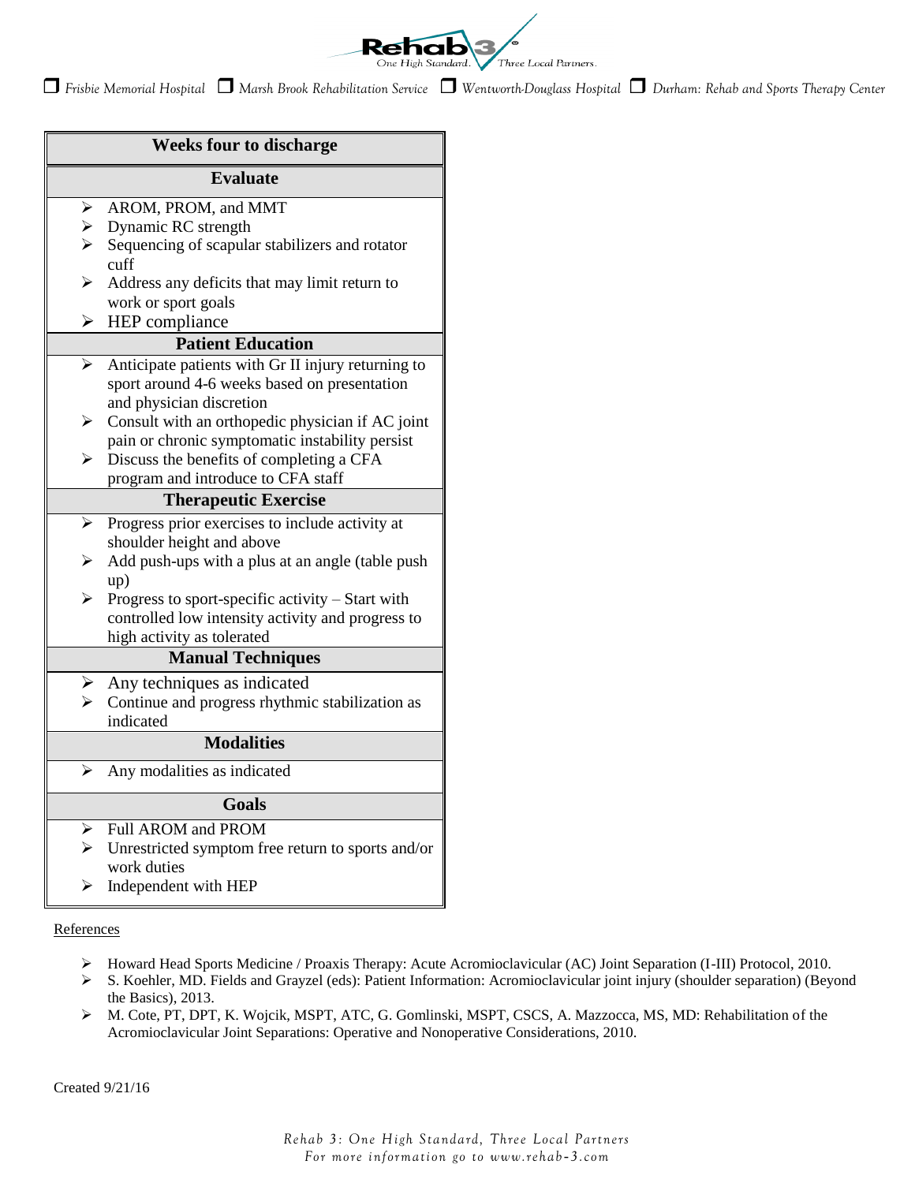☐ Frisbie Memorial Hospital ☐ Marsh Brook Rehabilitation Service ☐ Wentworth-Douglass Hospital ☐ Durham: Rehab and Sports Therapy Center

| Weeks four to discharge |
| --- |
| **Evaluate** |
| ➢ AROM, PROM, and MMT<br>➢ Dynamic RC strength<br>➢ Sequencing of scapular stabilizers and rotator cuff<br>➢ Address any deficits that may limit return to work or sport goals<br>➢ HEP compliance |
| **Patient Education** |
| ➢ Anticipate patients with Gr II injury returning to sport around 4-6 weeks based on presentation and physician discretion<br>➢ Consult with an orthopedic physician if AC joint pain or chronic symptomatic instability persist<br>➢ Discuss the benefits of completing a CFA program and introduce to CFA staff |
| **Therapeutic Exercise** |
| ➢ Progress prior exercises to include activity at shoulder height and above<br>➢ Add push-ups with a plus at an angle (table push up)<br>➢ Progress to sport-specific activity – Start with controlled low intensity activity and progress to high activity as tolerated |
| **Manual Techniques** |
| ➢ Any techniques as indicated<br>➢ Continue and progress rhythmic stabilization as indicated |
| **Modalities** |
| ➢ Any modalities as indicated |
| **Goals** |
| ➢ Full AROM and PROM<br>➢ Unrestricted symptom free return to sports and/or work duties<br>➢ Independent with HEP |

References

- Howard Head Sports Medicine / Proaxis Therapy: Acute Acromioclavicular (AC) Joint Separation (I-III) Protocol, 2010.
- S. Koehler, MD. Fields and Grayzel (eds): Patient Information: Acromioclavicular joint injury (shoulder separation) (Beyond the Basics), 2013.
- M. Cote, PT, DPT, K. Wojcik, MSPT, ATC, G. Gomlinski, MSPT, CSCS, A. Mazzocca, MS, MD: Rehabilitation of the Acromioclavicular Joint Separations: Operative and Nonoperative Considerations, 2010.

Created 9/21/16